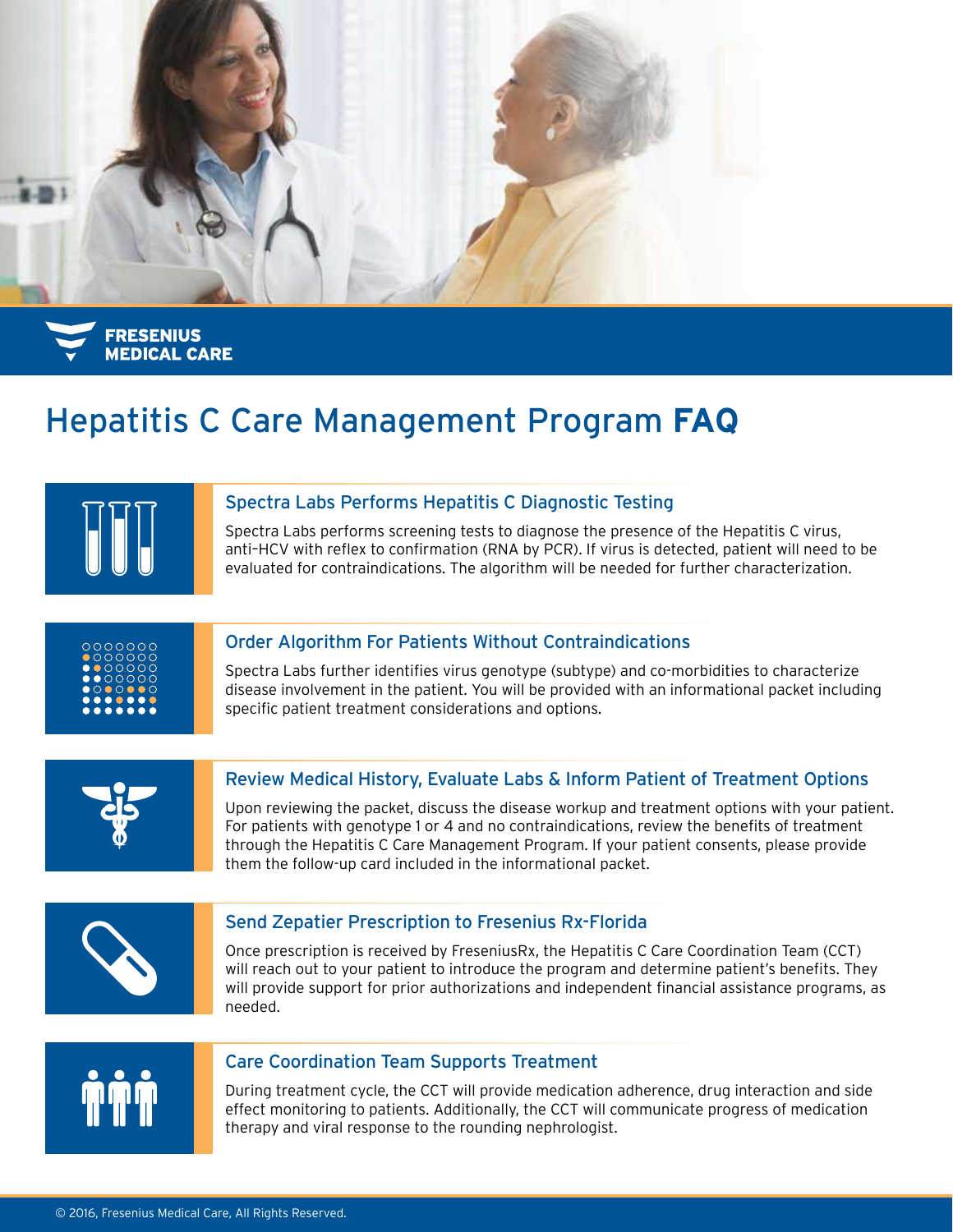FRESENIUS MEDICAL CARE

# Hepatitis C Care Management Program **FAQ**

## Spectra Labs Performs Hepatitis C Diagnostic Testing

Spectra Labs performs screening tests to diagnose the presence of the Hepatitis C virus, anti-HCV with reflex to confirmation (RNA by PCR). If virus is detected, patient will need to be evaluated for contraindications. The algorithm will be needed for further characterization.

## Order Algorithm For Patients Without Contraindications

Spectra Labs further identifies virus genotype (subtype) and co-morbidities to characterize disease involvement in the patient. You will be provided with an informational packet including specific patient treatment considerations and options.

## Review Medical History, Evaluate Labs & Inform Patient of Treatment Options

Upon reviewing the packet, discuss the disease workup and treatment options with your patient. For patients with genotype 1 or 4 and no contraindications, review the benefits of treatment through the Hepatitis C Care Management Program. If your patient consents, please provide them the follow-up card included in the informational packet.

## Send Zepatier Prescription to Fresenius Rx-Florida

Once prescription is received by FreseniusRx, the Hepatitis C Care Coordination Team (CCT) will reach out to your patient to introduce the program and determine patient's benefits. They will provide support for prior authorizations and independent financial assistance programs, as needed.

## Care Coordination Team Supports Treatment

During treatment cycle, the CCT will provide medication adherence, drug interaction and side effect monitoring to patients. Additionally, the CCT will communicate progress of medication therapy and viral response to the rounding nephrologist.

© 2016, Fresenius Medical Care, All Rights Reserved.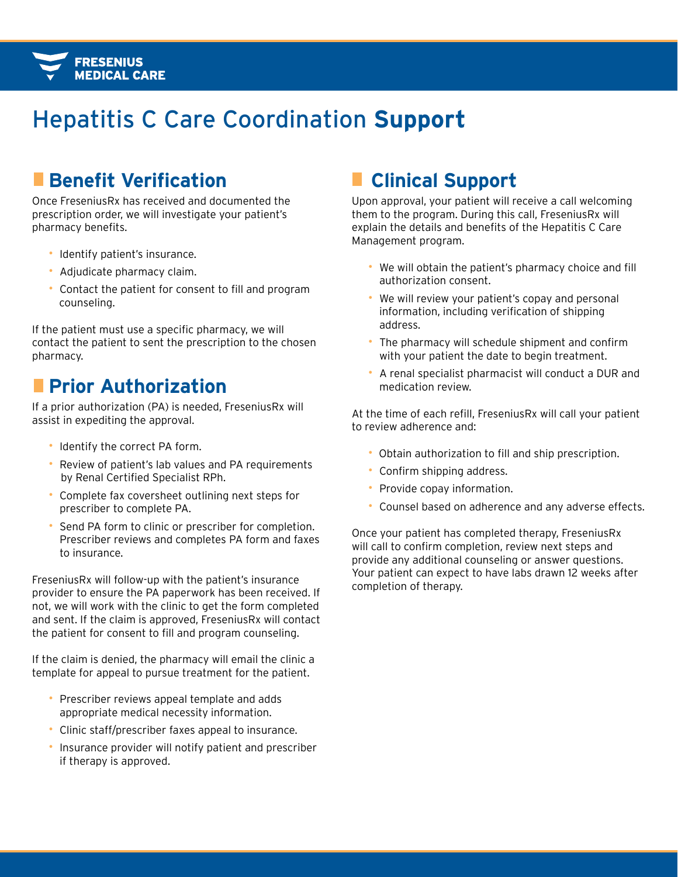# Hepatitis C Care Coordination **Support**

## Benefit Verification

Once FreseniusRx has received and documented the prescription order, we will investigate your patient's pharmacy benefits.

- Identify patient's insurance.
- Adjudicate pharmacy claim.
- Contact the patient for consent to fill and program counseling.

If the patient must use a specific pharmacy, we will contact the patient to sent the prescription to the chosen pharmacy.

## Prior Authorization

If a prior authorization (PA) is needed, FreseniusRx will assist in expediting the approval.

- Identify the correct PA form.
- Review of patient's lab values and PA requirements by Renal Certified Specialist RPh.
- Complete fax coversheet outlining next steps for prescriber to complete PA.
- Send PA form to clinic or prescriber for completion. Prescriber reviews and completes PA form and faxes to insurance.

FreseniusRx will follow-up with the patient's insurance provider to ensure the PA paperwork has been received. If not, we will work with the clinic to get the form completed and sent. If the claim is approved, FreseniusRx will contact the patient for consent to fill and program counseling.

If the claim is denied, the pharmacy will email the clinic a template for appeal to pursue treatment for the patient.

- Prescriber reviews appeal template and adds appropriate medical necessity information.
- Clinic staff/prescriber faxes appeal to insurance.
- Insurance provider will notify patient and prescriber if therapy is approved.

## Clinical Support

Upon approval, your patient will receive a call welcoming them to the program. During this call, FreseniusRx will explain the details and benefits of the Hepatitis C Care Management program.

- We will obtain the patient's pharmacy choice and fill authorization consent.
- We will review your patient's copay and personal information, including verification of shipping address.
- The pharmacy will schedule shipment and confirm with your patient the date to begin treatment.
- A renal specialist pharmacist will conduct a DUR and medication review.

At the time of each refill, FreseniusRx will call your patient to review adherence and:

- Obtain authorization to fill and ship prescription.
- Confirm shipping address.
- Provide copay information.
- Counsel based on adherence and any adverse effects.

Once your patient has completed therapy, FreseniusRx will call to confirm completion, review next steps and provide any additional counseling or answer questions. Your patient can expect to have labs drawn 12 weeks after completion of therapy.